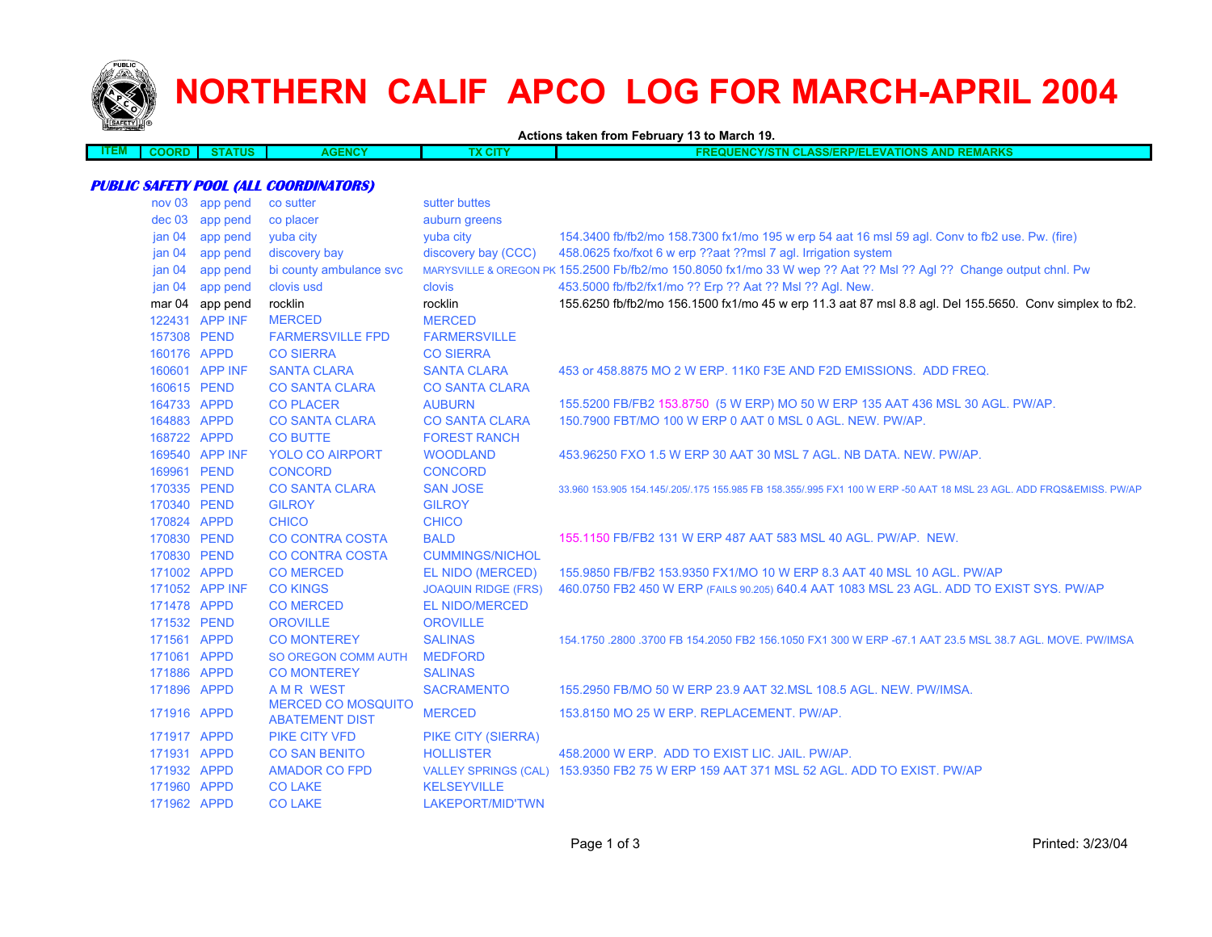# NORTHERN CALIF APCO LOG FOR MARCH-APRIL 2004

**Actions taken from February 13 to March 19.**

| ITEM | COORD | STATUS | AGENCY | TX CITY | FREQUENCY/STN CLASS/ERP/ELEVATIONS AND REMARKS |
|---|---|---|---|---|---|
| ***PUBLIC SAFETY POOL (ALL COORDINATORS)*** | | | | | |
| | nov 03 | app pend | co sutter | sutter buttes | |
| | dec 03 | app pend | co placer | auburn greens | |
| | jan 04 | app pend | yuba city | yuba city | 154.3400 fb/fb2/mo 158.7300 fx1/mo 195 w erp 54 aat 16 msl 59 agl. Conv to fb2 use. Pw. (fire) |
| | jan 04 | app pend | discovery bay | discovery bay (CCC) | 458.0625 fxo/fxot 6 w erp ??aat ??msl 7 agl. Irrigation system |
| | jan 04 | app pend | bi county ambulance svc | MARYSVILLE & OREGON PK | 155.2500 Fb/fb2/mo 150.8050 fx1/mo 33 W wep ?? Aat ?? Msl ?? Agl ?? Change output chnl. Pw |
| | jan 04 | app pend | clovis usd | clovis | 453.5000 fb/fb2/fx1/mo ?? Erp ?? Aat ?? Msl ?? Agl. New. |
| | mar 04 | app pend | rocklin | rocklin | 155.6250 fb/fb2/mo 156.1500 fx1/mo 45 w erp 11.3 aat 87 msl 8.8 agl. Del 155.5650. Conv simplex to fb2. |
| | 122431 | APP INF | MERCED | MERCED | |
| | 157308 | PEND | FARMERSVILLE FPD | FARMERSVILLE | |
| | 160176 | APPD | CO SIERRA | CO SIERRA | |
| | 160601 | APP INF | SANTA CLARA | SANTA CLARA | 453 or 458.8875 MO 2 W ERP. 11K0 F3E AND F2D EMISSIONS. ADD FREQ. |
| | 160615 | PEND | CO SANTA CLARA | CO SANTA CLARA | |
| | 164733 | APPD | CO PLACER | AUBURN | 155.5200 FB/FB2 153.8750 (5 W ERP) MO 50 W ERP 135 AAT 436 MSL 30 AGL. PW/AP. |
| | 164883 | APPD | CO SANTA CLARA | CO SANTA CLARA | 150.7900 FBT/MO 100 W ERP 0 AAT 0 MSL 0 AGL. NEW. PW/AP. |
| | 168722 | APPD | CO BUTTE | FOREST RANCH | |
| | 169540 | APP INF | YOLO CO AIRPORT | WOODLAND | 453.96250 FXO 1.5 W ERP 30 AAT 30 MSL 7 AGL. NB DATA. NEW. PW/AP. |
| | 169961 | PEND | CONCORD | CONCORD | |
| | 170335 | PEND | CO SANTA CLARA | SAN JOSE | 33.960 153.905 154.145/.205/.175 155.985 FB 158.355/.995 FX1 100 W ERP -50 AAT 18 MSL 23 AGL. ADD FRQS&EMISS. PW/AP |
| | 170340 | PEND | GILROY | GILROY | |
| | 170824 | APPD | CHICO | CHICO | |
| | 170830 | PEND | CO CONTRA COSTA | BALD | 155.1150 FB/FB2 131 W ERP 487 AAT 583 MSL 40 AGL. PW/AP. NEW. |
| | 170830 | PEND | CO CONTRA COSTA | CUMMINGS/NICHOL | |
| | 171002 | APPD | CO MERCED | EL NIDO (MERCED) | 155.9850 FB/FB2 153.9350 FX1/MO 10 W ERP 8.3 AAT 40 MSL 10 AGL. PW/AP |
| | 171052 | APP INF | CO KINGS | JOAQUIN RIDGE (FRS) | 460.0750 FB2 450 W ERP (FAILS 90.205) 640.4 AAT 1083 MSL 23 AGL. ADD TO EXIST SYS. PW/AP |
| | 171478 | APPD | CO MERCED | EL NIDO/MERCED | |
| | 171532 | PEND | OROVILLE | OROVILLE | |
| | 171561 | APPD | CO MONTEREY | SALINAS | 154.1750 .2800 .3700 FB 154.2050 FB2 156.1050 FX1 300 W ERP -67.1 AAT 23.5 MSL 38.7 AGL. MOVE. PW/IMSA |
| | 171061 | APPD | SO OREGON COMM AUTH | MEDFORD | |
| | 171886 | APPD | CO MONTEREY | SALINAS | |
| | 171896 | APPD | A M R WEST | SACRAMENTO | 155.2950 FB/MO 50 W ERP 23.9 AAT 32.MSL 108.5 AGL. NEW. PW/IMSA. |
| | 171916 | APPD | MERCED CO MOSQUITO ABATEMENT DIST | MERCED | 153.8150 MO 25 W ERP. REPLACEMENT. PW/AP. |
| | 171917 | APPD | PIKE CITY VFD | PIKE CITY (SIERRA) | |
| | 171931 | APPD | CO SAN BENITO | HOLLISTER | 458.2000 W ERP. ADD TO EXIST LIC. JAIL. PW/AP. |
| | 171932 | APPD | AMADOR CO FPD | VALLEY SPRINGS (CAL) | 153.9350 FB2 75 W ERP 159 AAT 371 MSL 52 AGL. ADD TO EXIST. PW/AP |
| | 171960 | APPD | CO LAKE | KELSEYVILLE | |
| | 171962 | APPD | CO LAKE | LAKEPORT/MID'TWN | |

Printed: 3/23/04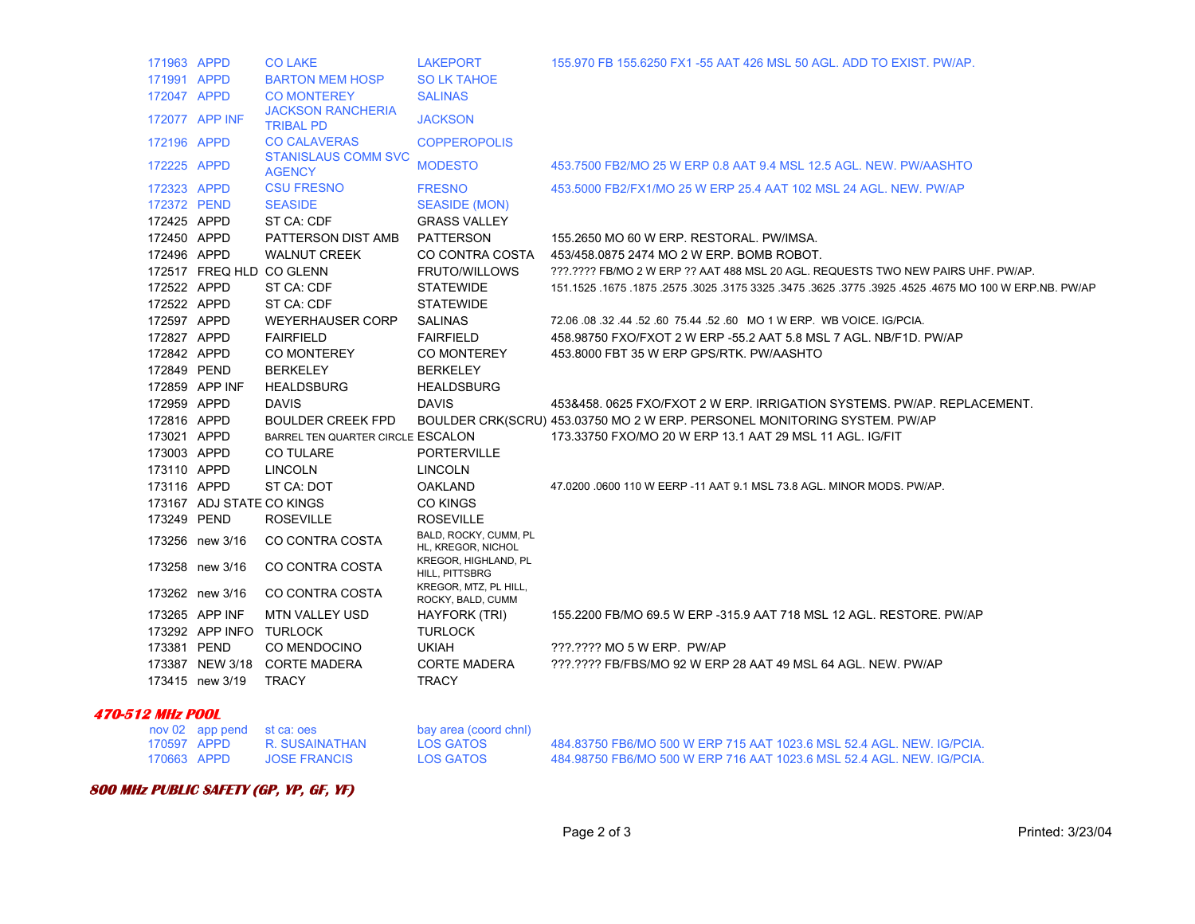| | | | | |
|---|---|---|---|---|
| 171963 | APPD | CO LAKE | LAKEPORT | 155.970 FB 155.6250 FX1 -55 AAT 426 MSL 50 AGL. ADD TO EXIST. PW/AP. |
| 171991 | APPD | BARTON MEM HOSP | SO LK TAHOE | |
| 172047 | APPD | CO MONTEREY | SALINAS | |
| 172077 | APP INF | JACKSON RANCHERIA TRIBAL PD | JACKSON | |
| 172196 | APPD | CO CALAVERAS | COPPEROPOLIS | |
| 172225 | APPD | STANISLAUS COMM SVC AGENCY | MODESTO | 453.7500 FB2/MO 25 W ERP 0.8 AAT 9.4 MSL 12.5 AGL. NEW. PW/AASHTO |
| 172323 | APPD | CSU FRESNO | FRESNO | 453.5000 FB2/FX1/MO 25 W ERP 25.4 AAT 102 MSL 24 AGL. NEW. PW/AP |
| 172372 | PEND | SEASIDE | SEASIDE (MON) | |
| 172425 | APPD | ST CA: CDF | GRASS VALLEY | |
| 172450 | APPD | PATTERSON DIST AMB | PATTERSON | 155.2650 MO 60 W ERP. RESTORAL. PW/IMSA. |
| 172496 | APPD | WALNUT CREEK | CO CONTRA COSTA | 453/458.0875 2474 MO 2 W ERP. BOMB ROBOT. |
| 172517 | FREQ HLD | CO GLENN | FRUTO/WILLOWS | ???.???? FB/MO 2 W ERP ?? AAT 488 MSL 20 AGL. REQUESTS TWO NEW PAIRS UHF. PW/AP. |
| 172522 | APPD | ST CA: CDF | STATEWIDE | 151.1525 .1675 .1875 .2575 .3025 .3175 3325 .3475 .3625 .3775 .3925 .4525 .4675 MO 100 W ERP.NB. PW/AP |
| 172522 | APPD | ST CA: CDF | STATEWIDE | |
| 172597 | APPD | WEYERHAUSER CORP | SALINAS | 72.06 .08 .32 .44 .52 .60 75.44 .52 .60 MO 1 W ERP. WB VOICE. IG/PCIA. |
| 172827 | APPD | FAIRFIELD | FAIRFIELD | 458.98750 FXO/FXOT 2 W ERP -55.2 AAT 5.8 MSL 7 AGL. NB/F1D. PW/AP |
| 172842 | APPD | CO MONTEREY | CO MONTEREY | 453.8000 FBT 35 W ERP GPS/RTK. PW/AASHTO |
| 172849 | PEND | BERKELEY | BERKELEY | |
| 172859 | APP INF | HEALDSBURG | HEALDSBURG | |
| 172959 | APPD | DAVIS | DAVIS | 453&458. 0625 FXO/FXOT 2 W ERP. IRRIGATION SYSTEMS. PW/AP. REPLACEMENT. |
| 172816 | APPD | BOULDER CREEK FPD | BOULDER CRK(SCRU) | 453.03750 MO 2 W ERP. PERSONEL MONITORING SYSTEM. PW/AP |
| 173021 | APPD | BARREL TEN QUARTER CIRCLE | ESCALON | 173.33750 FXO/MO 20 W ERP 13.1 AAT 29 MSL 11 AGL. IG/FIT |
| 173003 | APPD | CO TULARE | PORTERVILLE | |
| 173110 | APPD | LINCOLN | LINCOLN | |
| 173116 | APPD | ST CA: DOT | OAKLAND | 47.0200 .0600 110 W EERP -11 AAT 9.1 MSL 73.8 AGL. MINOR MODS. PW/AP. |
| 173167 | ADJ STATE | CO KINGS | CO KINGS | |
| 173249 | PEND | ROSEVILLE | ROSEVILLE | |
| 173256 | new 3/16 | CO CONTRA COSTA | BALD, ROCKY, CUMM, PL HL, KREGOR, NICHOL | |
| 173258 | new 3/16 | CO CONTRA COSTA | KREGOR, HIGHLAND, PL HILL, PITTSBRG | |
| 173262 | new 3/16 | CO CONTRA COSTA | KREGOR, MTZ, PL HILL, ROCKY, BALD, CUMM | |
| 173265 | APP INF | MTN VALLEY USD | HAYFORK (TRI) | 155.2200 FB/MO 69.5 W ERP -315.9 AAT 718 MSL 12 AGL. RESTORE. PW/AP |
| 173292 | APP INFO | TURLOCK | TURLOCK | |
| 173381 | PEND | CO MENDOCINO | UKIAH | ???.???? MO 5 W ERP. PW/AP |
| 173387 | NEW 3/18 | CORTE MADERA | CORTE MADERA | ???.???? FB/FBS/MO 92 W ERP 28 AAT 49 MSL 64 AGL. NEW. PW/AP |
| 173415 | new 3/19 | TRACY | TRACY | |

### 470-512 MHz POOL

| | | | | |
|---|---|---|---|---|
| nov 02 | app pend | st ca: oes | bay area (coord chnl) | |
| 170597 | APPD | R. SUSAINATHAN | LOS GATOS | 484.83750 FB6/MO 500 W ERP 715 AAT 1023.6 MSL 52.4 AGL. NEW. IG/PCIA. |
| 170663 | APPD | JOSE FRANCIS | LOS GATOS | 484.98750 FB6/MO 500 W ERP 716 AAT 1023.6 MSL 52.4 AGL. NEW. IG/PCIA. |

### 800 MHz PUBLIC SAFETY (GP, YP, GF, YF)

Printed: 3/23/04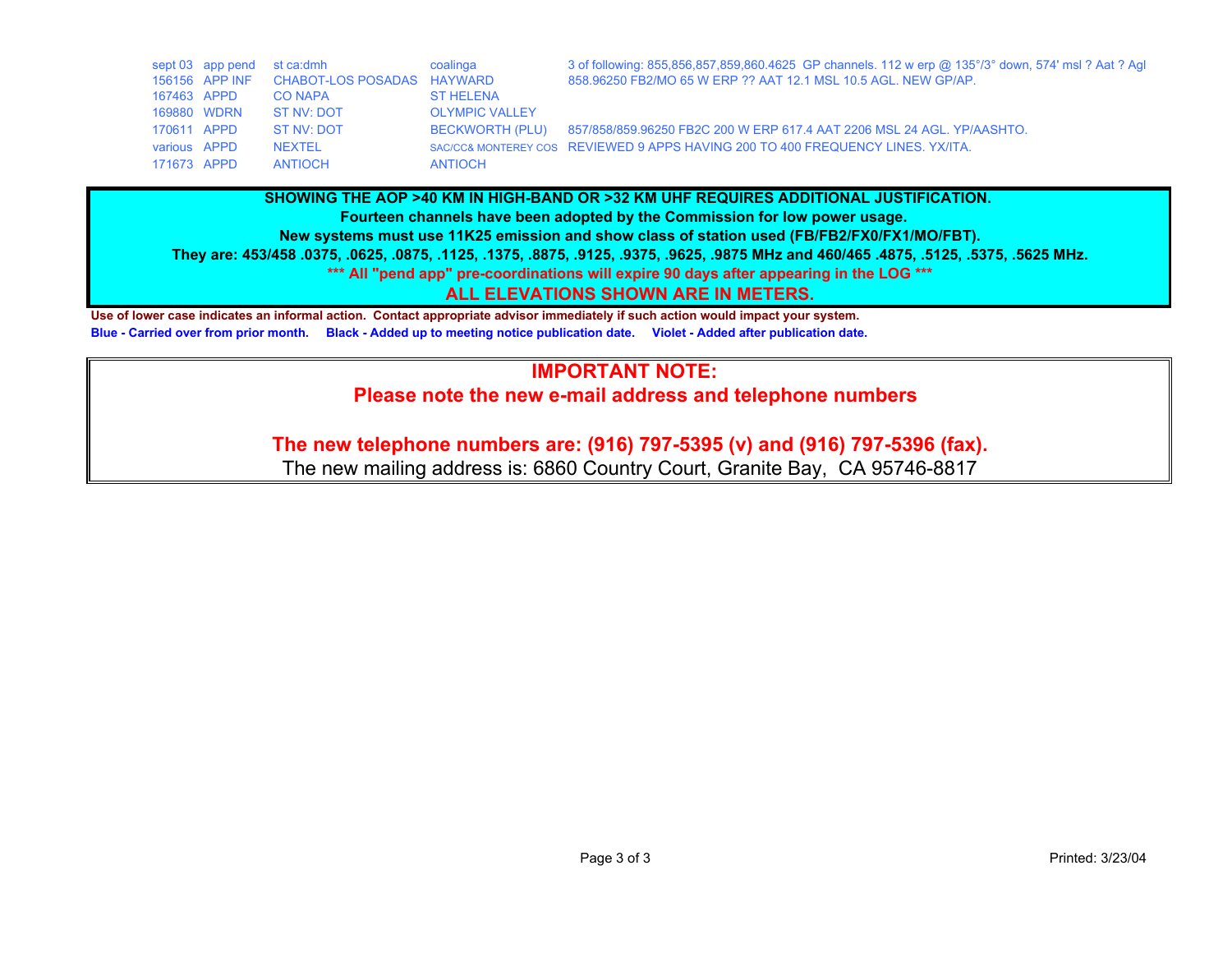| | | | | |
|---|---|---|---|---|
| sept 03 | app pend | st ca:dmh | coalinga | 3 of following: 855,856,857,859,860.4625 GP channels. 112 w erp @ 135°/3° down, 574' msl ? Aat ? Agl |
| 156156 | APP INF | CHABOT-LOS POSADAS | HAYWARD | 858.96250 FB2/MO 65 W ERP ?? AAT 12.1 MSL 10.5 AGL. NEW GP/AP. |
| 167463 | APPD | CO NAPA | ST HELENA | |
| 169880 | WDRN | ST NV: DOT | OLYMPIC VALLEY | |
| 170611 | APPD | ST NV: DOT | BECKWORTH (PLU) | 857/858/859.96250 FB2C 200 W ERP 617.4 AAT 2206 MSL 24 AGL. YP/AASHTO. |
| various | APPD | NEXTEL | SAC/CC& MONTEREY COS | REVIEWED 9 APPS HAVING 200 TO 400 FREQUENCY LINES. YX/ITA. |
| 171673 | APPD | ANTIOCH | ANTIOCH | |

**SHOWING THE AOP >40 KM IN HIGH-BAND OR >32 KM UHF REQUIRES ADDITIONAL JUSTIFICATION.**

**Fourteen channels have been adopted by the Commission for low power usage.**

**New systems must use 11K25 emission and show class of station used (FB/FB2/FX0/FX1/MO/FBT).**

**They are: 453/458 .0375, .0625, .0875, .1125, .1375, .8875, .9125, .9375, .9625, .9875 MHz and 460/465 .4875, .5125, .5375, .5625 MHz.**

**\*\*\* All "pend app" pre-coordinations will expire 90 days after appearing in the LOG \*\*\***

**ALL ELEVATIONS SHOWN ARE IN METERS.**

**Use of lower case indicates an informal action. Contact appropriate advisor immediately if such action would impact your system.**

**Blue - Carried over from prior month. Black - Added up to meeting notice publication date. Violet - Added after publication date.**

## IMPORTANT NOTE:

**Please note the new e-mail address and telephone numbers**

**The new telephone numbers are: (916) 797-5395 (v) and (916) 797-5396 (fax).**

The new mailing address is: 6860 Country Court, Granite Bay, CA 95746-8817

Printed: 3/23/04